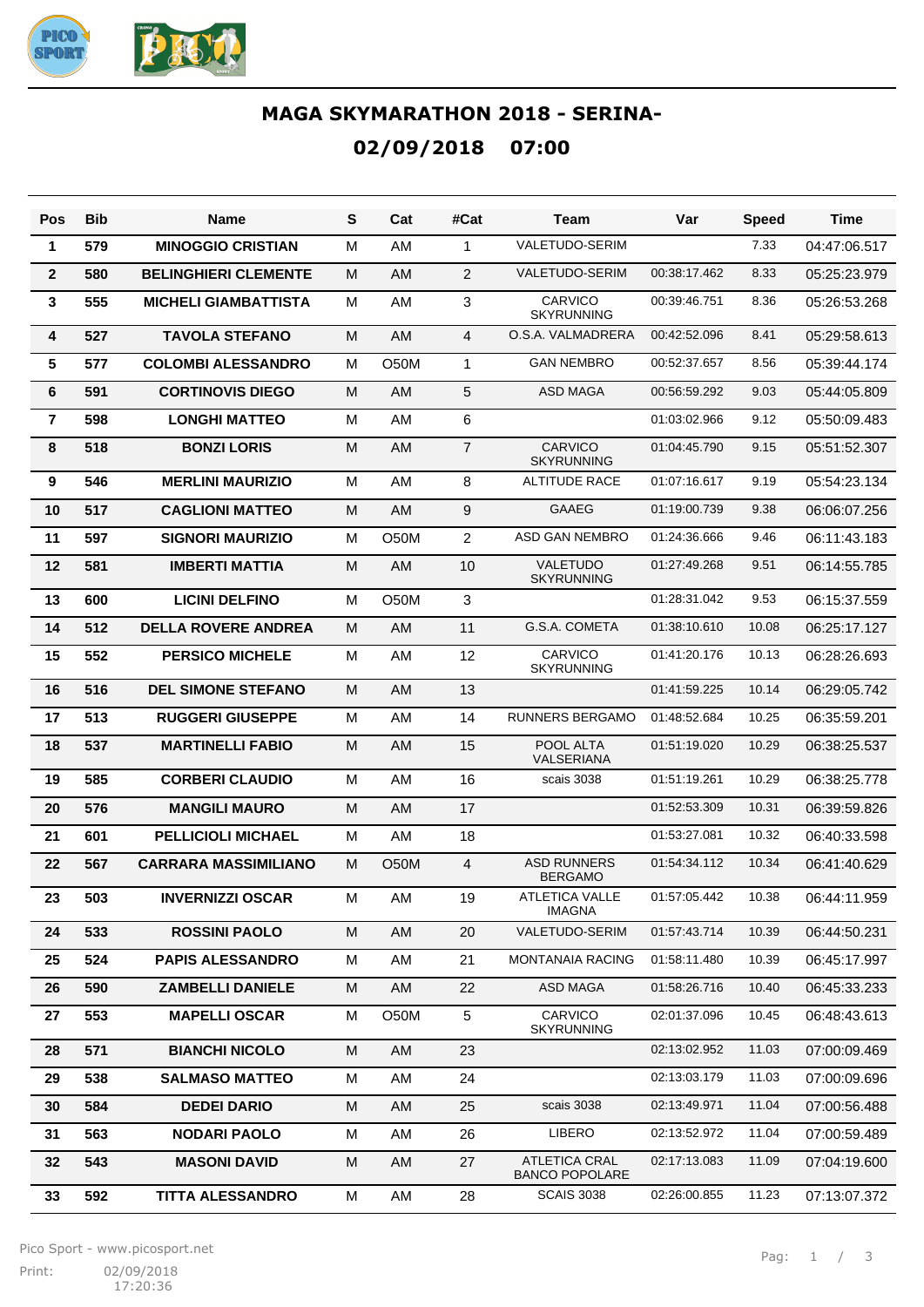# MAGA SKYMARATHON 2018 - SERINA-

## 02/09/2018 07:00

| Pos | Bib | Name | S | Cat | #Cat | Team | Var | Speed | Time |
|---|---|---|---|---|---|---|---|---|---|
| 1 | 579 | **MINOGGIO CRISTIAN** | M | AM | 1 | VALETUDO-SERIM | | 7.33 | 04:47:06.517 |
| 2 | 580 | **BELINGHIERI CLEMENTE** | M | AM | 2 | VALETUDO-SERIM | 00:38:17.462 | 8.33 | 05:25:23.979 |
| 3 | 555 | **MICHELI GIAMBATTISTA** | M | AM | 3 | CARVICO SKYRUNNING | 00:39:46.751 | 8.36 | 05:26:53.268 |
| 4 | 527 | **TAVOLA STEFANO** | M | AM | 4 | O.S.A. VALMADRERA | 00:42:52.096 | 8.41 | 05:29:58.613 |
| 5 | 577 | **COLOMBI ALESSANDRO** | M | O50M | 1 | GAN NEMBRO | 00:52:37.657 | 8.56 | 05:39:44.174 |
| 6 | 591 | **CORTINOVIS DIEGO** | M | AM | 5 | ASD MAGA | 00:56:59.292 | 9.03 | 05:44:05.809 |
| 7 | 598 | **LONGHI MATTEO** | M | AM | 6 | | 01:03:02.966 | 9.12 | 05:50:09.483 |
| 8 | 518 | **BONZI LORIS** | M | AM | 7 | CARVICO SKYRUNNING | 01:04:45.790 | 9.15 | 05:51:52.307 |
| 9 | 546 | **MERLINI MAURIZIO** | M | AM | 8 | ALTITUDE RACE | 01:07:16.617 | 9.19 | 05:54:23.134 |
| 10 | 517 | **CAGLIONI MATTEO** | M | AM | 9 | GAAEG | 01:19:00.739 | 9.38 | 06:06:07.256 |
| 11 | 597 | **SIGNORI MAURIZIO** | M | O50M | 2 | ASD GAN NEMBRO | 01:24:36.666 | 9.46 | 06:11:43.183 |
| 12 | 581 | **IMBERTI MATTIA** | M | AM | 10 | VALETUDO SKYRUNNING | 01:27:49.268 | 9.51 | 06:14:55.785 |
| 13 | 600 | **LICINI DELFINO** | M | O50M | 3 | | 01:28:31.042 | 9.53 | 06:15:37.559 |
| 14 | 512 | **DELLA ROVERE ANDREA** | M | AM | 11 | G.S.A. COMETA | 01:38:10.610 | 10.08 | 06:25:17.127 |
| 15 | 552 | **PERSICO MICHELE** | M | AM | 12 | CARVICO SKYRUNNING | 01:41:20.176 | 10.13 | 06:28:26.693 |
| 16 | 516 | **DEL SIMONE STEFANO** | M | AM | 13 | | 01:41:59.225 | 10.14 | 06:29:05.742 |
| 17 | 513 | **RUGGERI GIUSEPPE** | M | AM | 14 | RUNNERS BERGAMO | 01:48:52.684 | 10.25 | 06:35:59.201 |
| 18 | 537 | **MARTINELLI FABIO** | M | AM | 15 | POOL ALTA VALSERIANA | 01:51:19.020 | 10.29 | 06:38:25.537 |
| 19 | 585 | **CORBERI CLAUDIO** | M | AM | 16 | scais 3038 | 01:51:19.261 | 10.29 | 06:38:25.778 |
| 20 | 576 | **MANGILI MAURO** | M | AM | 17 | | 01:52:53.309 | 10.31 | 06:39:59.826 |
| 21 | 601 | **PELLICIOLI MICHAEL** | M | AM | 18 | | 01:53:27.081 | 10.32 | 06:40:33.598 |
| 22 | 567 | **CARRARA MASSIMILIANO** | M | O50M | 4 | ASD RUNNERS BERGAMO | 01:54:34.112 | 10.34 | 06:41:40.629 |
| 23 | 503 | **INVERNIZZI OSCAR** | M | AM | 19 | ATLETICA VALLE IMAGNA | 01:57:05.442 | 10.38 | 06:44:11.959 |
| 24 | 533 | **ROSSINI PAOLO** | M | AM | 20 | VALETUDO-SERIM | 01:57:43.714 | 10.39 | 06:44:50.231 |
| 25 | 524 | **PAPIS ALESSANDRO** | M | AM | 21 | MONTANAIA RACING | 01:58:11.480 | 10.39 | 06:45:17.997 |
| 26 | 590 | **ZAMBELLI DANIELE** | M | AM | 22 | ASD MAGA | 01:58:26.716 | 10.40 | 06:45:33.233 |
| 27 | 553 | **MAPELLI OSCAR** | M | O50M | 5 | CARVICO SKYRUNNING | 02:01:37.096 | 10.45 | 06:48:43.613 |
| 28 | 571 | **BIANCHI NICOLO** | M | AM | 23 | | 02:13:02.952 | 11.03 | 07:00:09.469 |
| 29 | 538 | **SALMASO MATTEO** | M | AM | 24 | | 02:13:03.179 | 11.03 | 07:00:09.696 |
| 30 | 584 | **DEDEI DARIO** | M | AM | 25 | scais 3038 | 02:13:49.971 | 11.04 | 07:00:56.488 |
| 31 | 563 | **NODARI PAOLO** | M | AM | 26 | LIBERO | 02:13:52.972 | 11.04 | 07:00:59.489 |
| 32 | 543 | **MASONI DAVID** | M | AM | 27 | ATLETICA CRAL BANCO POPOLARE | 02:17:13.083 | 11.09 | 07:04:19.600 |
| 33 | 592 | **TITTA ALESSANDRO** | M | AM | 28 | SCAIS 3038 | 02:26:00.855 | 11.23 | 07:13:07.372 |

Pico Sport - www.picosport.net

Print: 02/09/2018 17:20:36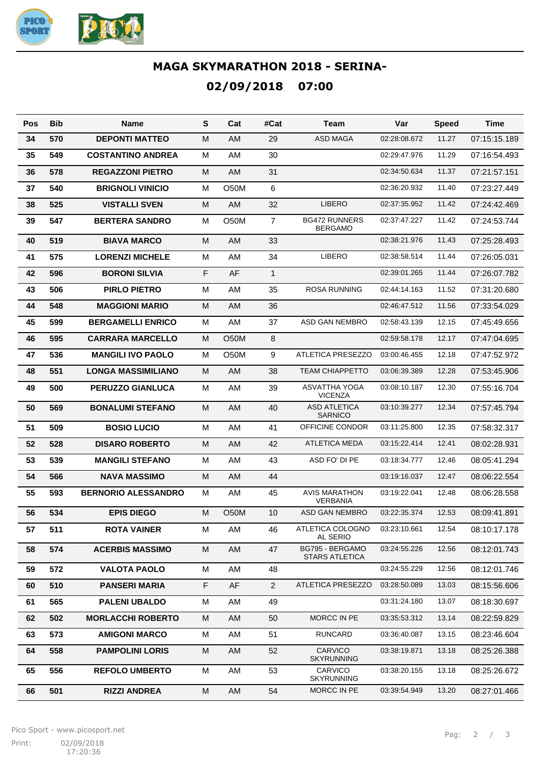# MAGA SKYMARATHON 2018 - SERINA-

## 02/09/2018 07:00

| Pos | Bib | Name | S | Cat | #Cat | Team | Var | Speed | Time |
|---|---|---|---|---|---|---|---|---|---|
| 34 | 570 | DEPONTI MATTEO | M | AM | 29 | ASD MAGA | 02:28:08.672 | 11.27 | 07:15:15.189 |
| 35 | 549 | COSTANTINO ANDREA | M | AM | 30 | | 02:29:47.976 | 11.29 | 07:16:54.493 |
| 36 | 578 | REGAZZONI PIETRO | M | AM | 31 | | 02:34:50.634 | 11.37 | 07:21:57.151 |
| 37 | 540 | BRIGNOLI VINICIO | M | O50M | 6 | | 02:36:20.932 | 11.40 | 07:23:27.449 |
| 38 | 525 | VISTALLI SVEN | M | AM | 32 | LIBERO | 02:37:35.952 | 11.42 | 07:24:42.469 |
| 39 | 547 | BERTERA SANDRO | M | O50M | 7 | BG472 RUNNERS BERGAMO | 02:37:47.227 | 11.42 | 07:24:53.744 |
| 40 | 519 | BIAVA MARCO | M | AM | 33 | | 02:38:21.976 | 11.43 | 07:25:28.493 |
| 41 | 575 | LORENZI MICHELE | M | AM | 34 | LIBERO | 02:38:58.514 | 11.44 | 07:26:05.031 |
| 42 | 596 | BORONI SILVIA | F | AF | 1 | | 02:39:01.265 | 11.44 | 07:26:07.782 |
| 43 | 506 | PIRLO PIETRO | M | AM | 35 | ROSA RUNNING | 02:44:14.163 | 11.52 | 07:31:20.680 |
| 44 | 548 | MAGGIONI MARIO | M | AM | 36 | | 02:46:47.512 | 11.56 | 07:33:54.029 |
| 45 | 599 | BERGAMELLI ENRICO | M | AM | 37 | ASD GAN NEMBRO | 02:58:43.139 | 12.15 | 07:45:49.656 |
| 46 | 595 | CARRARA MARCELLO | M | O50M | 8 | | 02:59:58.178 | 12.17 | 07:47:04.695 |
| 47 | 536 | MANGILI IVO PAOLO | M | O50M | 9 | ATLETICA PRESEZZO | 03:00:46.455 | 12.18 | 07:47:52.972 |
| 48 | 551 | LONGA MASSIMILIANO | M | AM | 38 | TEAM CHIAPPETTO | 03:06:39.389 | 12.28 | 07:53:45.906 |
| 49 | 500 | PERUZZO GIANLUCA | M | AM | 39 | ASVATTHA YOGA VICENZA | 03:08:10.187 | 12.30 | 07:55:16.704 |
| 50 | 569 | BONALUMI STEFANO | M | AM | 40 | ASD ATLETICA SARNICO | 03:10:39.277 | 12.34 | 07:57:45.794 |
| 51 | 509 | BOSIO LUCIO | M | AM | 41 | OFFICINE CONDOR | 03:11:25.800 | 12.35 | 07:58:32.317 |
| 52 | 528 | DISARO ROBERTO | M | AM | 42 | ATLETICA MEDA | 03:15:22.414 | 12.41 | 08:02:28.931 |
| 53 | 539 | MANGILI STEFANO | M | AM | 43 | ASD FO' DI PE | 03:18:34.777 | 12.46 | 08:05:41.294 |
| 54 | 566 | NAVA MASSIMO | M | AM | 44 | | 03:19:16.037 | 12.47 | 08:06:22.554 |
| 55 | 593 | BERNORIO ALESSANDRO | M | AM | 45 | AVIS MARATHON VERBANIA | 03:19:22.041 | 12.48 | 08:06:28.558 |
| 56 | 534 | EPIS DIEGO | M | O50M | 10 | ASD GAN NEMBRO | 03:22:35.374 | 12.53 | 08:09:41.891 |
| 57 | 511 | ROTA VAINER | M | AM | 46 | ATLETICA COLOGNO AL SERIO | 03:23:10.661 | 12.54 | 08:10:17.178 |
| 58 | 574 | ACERBIS MASSIMO | M | AM | 47 | BG795 - BERGAMO STARS ATLETICA | 03:24:55.226 | 12.56 | 08:12:01.743 |
| 59 | 572 | VALOTA PAOLO | M | AM | 48 | | 03:24:55.229 | 12.56 | 08:12:01.746 |
| 60 | 510 | PANSERI MARIA | F | AF | 2 | ATLETICA PRESEZZO | 03:28:50.089 | 13.03 | 08:15:56.606 |
| 61 | 565 | PALENI UBALDO | M | AM | 49 | | 03:31:24.180 | 13.07 | 08:18:30.697 |
| 62 | 502 | MORLACCHI ROBERTO | M | AM | 50 | MORCC IN PE | 03:35:53.312 | 13.14 | 08:22:59.829 |
| 63 | 573 | AMIGONI MARCO | M | AM | 51 | RUNCARD | 03:36:40.087 | 13.15 | 08:23:46.604 |
| 64 | 558 | PAMPOLINI LORIS | M | AM | 52 | CARVICO SKYRUNNING | 03:38:19.871 | 13.18 | 08:25:26.388 |
| 65 | 556 | REFOLO UMBERTO | M | AM | 53 | CARVICO SKYRUNNING | 03:38:20.155 | 13.18 | 08:25:26.672 |
| 66 | 501 | RIZZI ANDREA | M | AM | 54 | MORCC IN PE | 03:39:54.949 | 13.20 | 08:27:01.466 |

Pico Sport - www.picosport.net

Print: 02/09/2018 17:20:36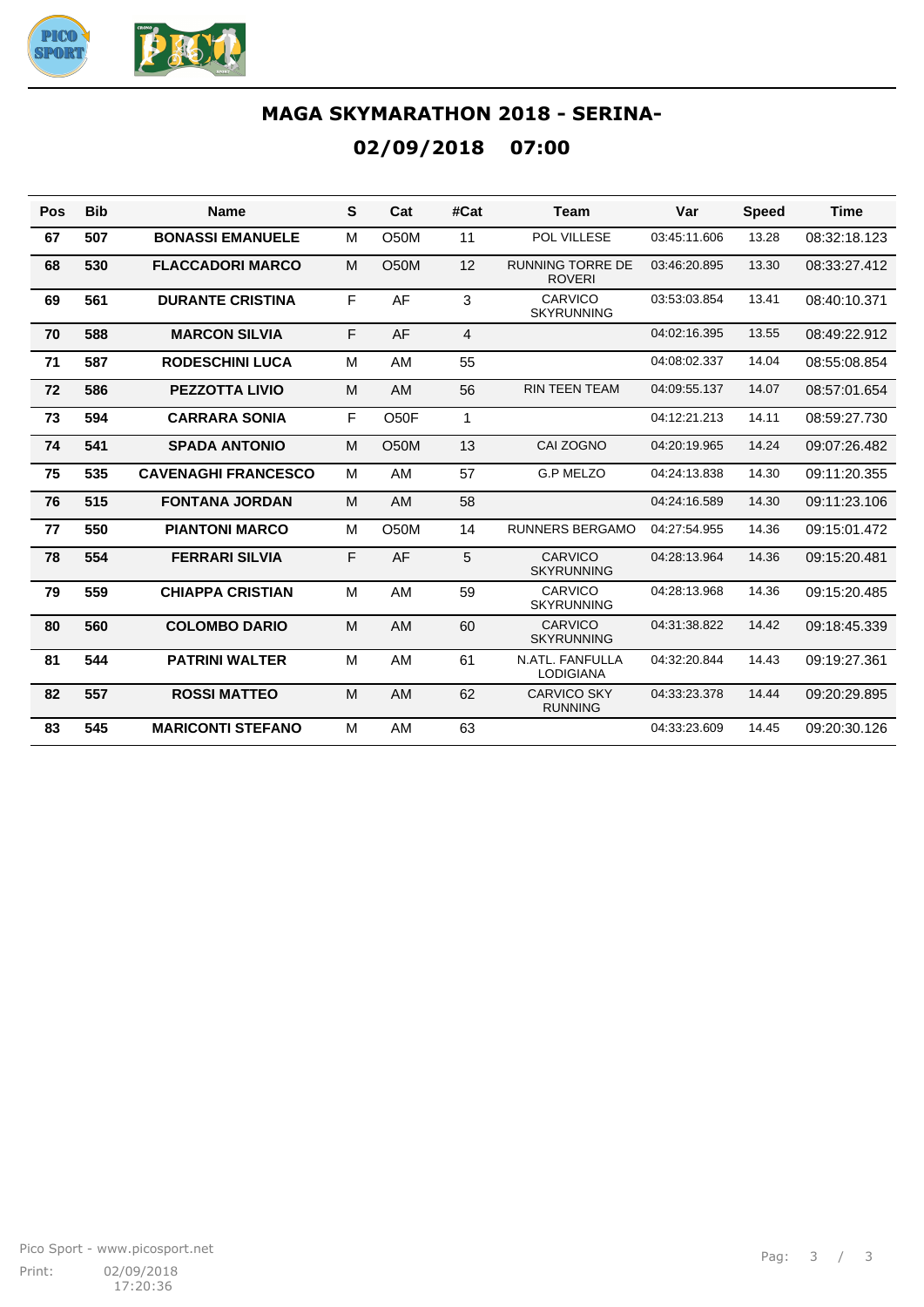# MAGA SKYMARATHON 2018 - SERINA-

## 02/09/2018 07:00

| Pos | Bib | Name | S | Cat | #Cat | Team | Var | Speed | Time |
|---|---|---|---|---|---|---|---|---|---|
| 67 | 507 | BONASSI EMANUELE | M | O50M | 11 | POL VILLESE | 03:45:11.606 | 13.28 | 08:32:18.123 |
| 68 | 530 | FLACCADORI MARCO | M | O50M | 12 | RUNNING TORRE DE ROVERI | 03:46:20.895 | 13.30 | 08:33:27.412 |
| 69 | 561 | DURANTE CRISTINA | F | AF | 3 | CARVICO SKYRUNNING | 03:53:03.854 | 13.41 | 08:40:10.371 |
| 70 | 588 | MARCON SILVIA | F | AF | 4 | | 04:02:16.395 | 13.55 | 08:49:22.912 |
| 71 | 587 | RODESCHINI LUCA | M | AM | 55 | | 04:08:02.337 | 14.04 | 08:55:08.854 |
| 72 | 586 | PEZZOTTA LIVIO | M | AM | 56 | RIN TEEN TEAM | 04:09:55.137 | 14.07 | 08:57:01.654 |
| 73 | 594 | CARRARA SONIA | F | O50F | 1 | | 04:12:21.213 | 14.11 | 08:59:27.730 |
| 74 | 541 | SPADA ANTONIO | M | O50M | 13 | CAI ZOGNO | 04:20:19.965 | 14.24 | 09:07:26.482 |
| 75 | 535 | CAVENAGHI FRANCESCO | M | AM | 57 | G.P MELZO | 04:24:13.838 | 14.30 | 09:11:20.355 |
| 76 | 515 | FONTANA JORDAN | M | AM | 58 | | 04:24:16.589 | 14.30 | 09:11:23.106 |
| 77 | 550 | PIANTONI MARCO | M | O50M | 14 | RUNNERS BERGAMO | 04:27:54.955 | 14.36 | 09:15:01.472 |
| 78 | 554 | FERRARI SILVIA | F | AF | 5 | CARVICO SKYRUNNING | 04:28:13.964 | 14.36 | 09:15:20.481 |
| 79 | 559 | CHIAPPA CRISTIAN | M | AM | 59 | CARVICO SKYRUNNING | 04:28:13.968 | 14.36 | 09:15:20.485 |
| 80 | 560 | COLOMBO DARIO | M | AM | 60 | CARVICO SKYRUNNING | 04:31:38.822 | 14.42 | 09:18:45.339 |
| 81 | 544 | PATRINI WALTER | M | AM | 61 | N.ATL. FANFULLA LODIGIANA | 04:32:20.844 | 14.43 | 09:19:27.361 |
| 82 | 557 | ROSSI MATTEO | M | AM | 62 | CARVICO SKY RUNNING | 04:33:23.378 | 14.44 | 09:20:29.895 |
| 83 | 545 | MARICONTI STEFANO | M | AM | 63 | | 04:33:23.609 | 14.45 | 09:20:30.126 |

Pico Sport - www.picosport.net

Print: 02/09/2018 17:20:36